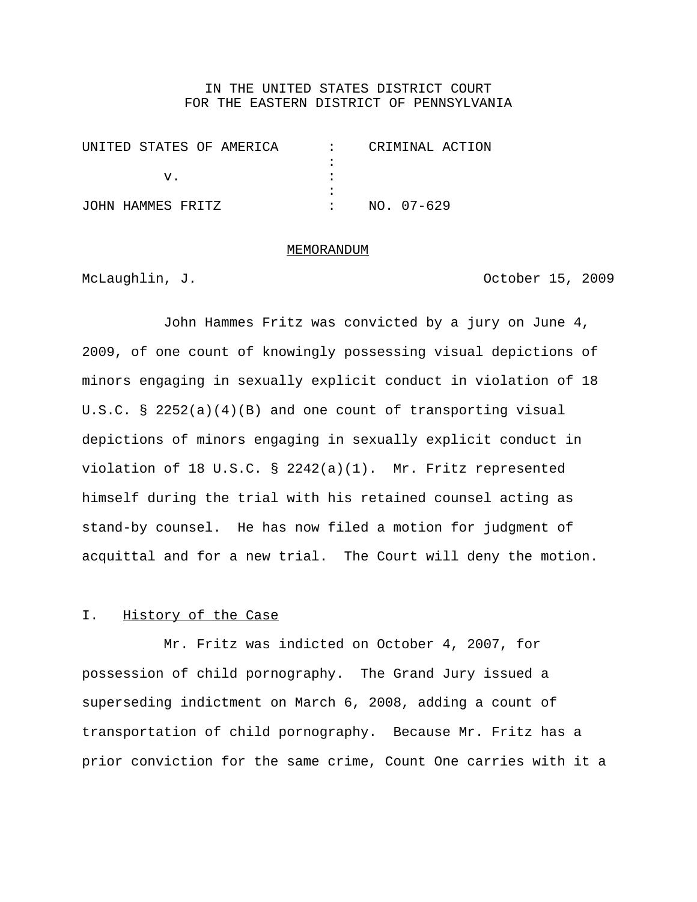IN THE UNITED STATES DISTRICT COURT
FOR THE EASTERN DISTRICT OF PENNSYLVANIA

| | | |
|---|---|---|
| UNITED STATES OF AMERICA | : | CRIMINAL ACTION |
| | : | |
| v. | : | |
| | : | |
| JOHN HAMMES FRITZ | : | NO. 07-629 |

MEMORANDUM

McLaughlin, J. October 15, 2009

John Hammes Fritz was convicted by a jury on June 4, 2009, of one count of knowingly possessing visual depictions of minors engaging in sexually explicit conduct in violation of 18 U.S.C. § 2252(a)(4)(B) and one count of transporting visual depictions of minors engaging in sexually explicit conduct in violation of 18 U.S.C. § 2242(a)(1). Mr. Fritz represented himself during the trial with his retained counsel acting as stand-by counsel. He has now filed a motion for judgment of acquittal and for a new trial. The Court will deny the motion.

## I. History of the Case

Mr. Fritz was indicted on October 4, 2007, for possession of child pornography. The Grand Jury issued a superseding indictment on March 6, 2008, adding a count of transportation of child pornography. Because Mr. Fritz has a prior conviction for the same crime, Count One carries with it a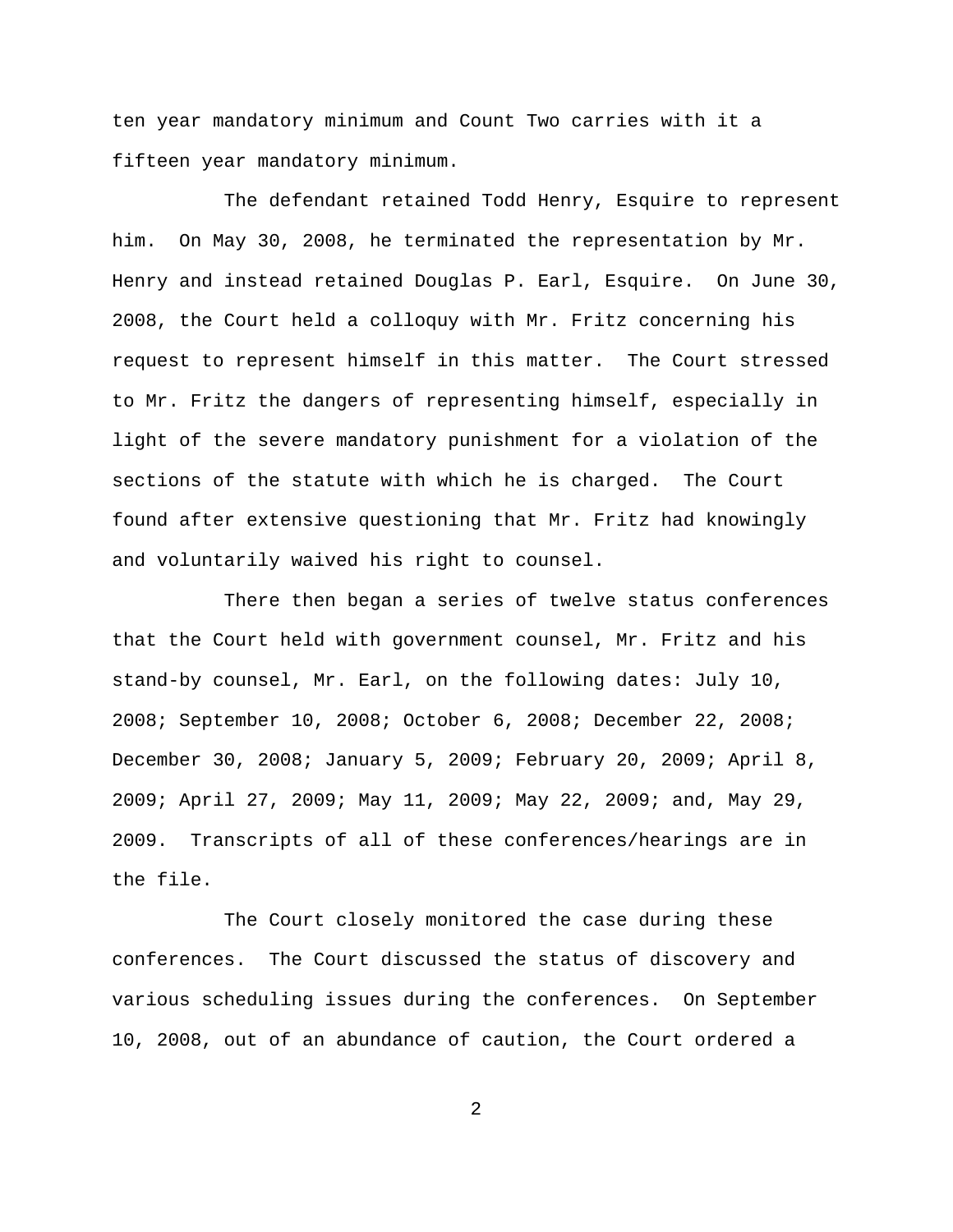ten year mandatory minimum and Count Two carries with it a fifteen year mandatory minimum.

The defendant retained Todd Henry, Esquire to represent him. On May 30, 2008, he terminated the representation by Mr. Henry and instead retained Douglas P. Earl, Esquire. On June 30, 2008, the Court held a colloquy with Mr. Fritz concerning his request to represent himself in this matter. The Court stressed to Mr. Fritz the dangers of representing himself, especially in light of the severe mandatory punishment for a violation of the sections of the statute with which he is charged. The Court found after extensive questioning that Mr. Fritz had knowingly and voluntarily waived his right to counsel.

There then began a series of twelve status conferences that the Court held with government counsel, Mr. Fritz and his stand-by counsel, Mr. Earl, on the following dates: July 10, 2008; September 10, 2008; October 6, 2008; December 22, 2008; December 30, 2008; January 5, 2009; February 20, 2009; April 8, 2009; April 27, 2009; May 11, 2009; May 22, 2009; and, May 29, 2009. Transcripts of all of these conferences/hearings are in the file.

The Court closely monitored the case during these conferences. The Court discussed the status of discovery and various scheduling issues during the conferences. On September 10, 2008, out of an abundance of caution, the Court ordered a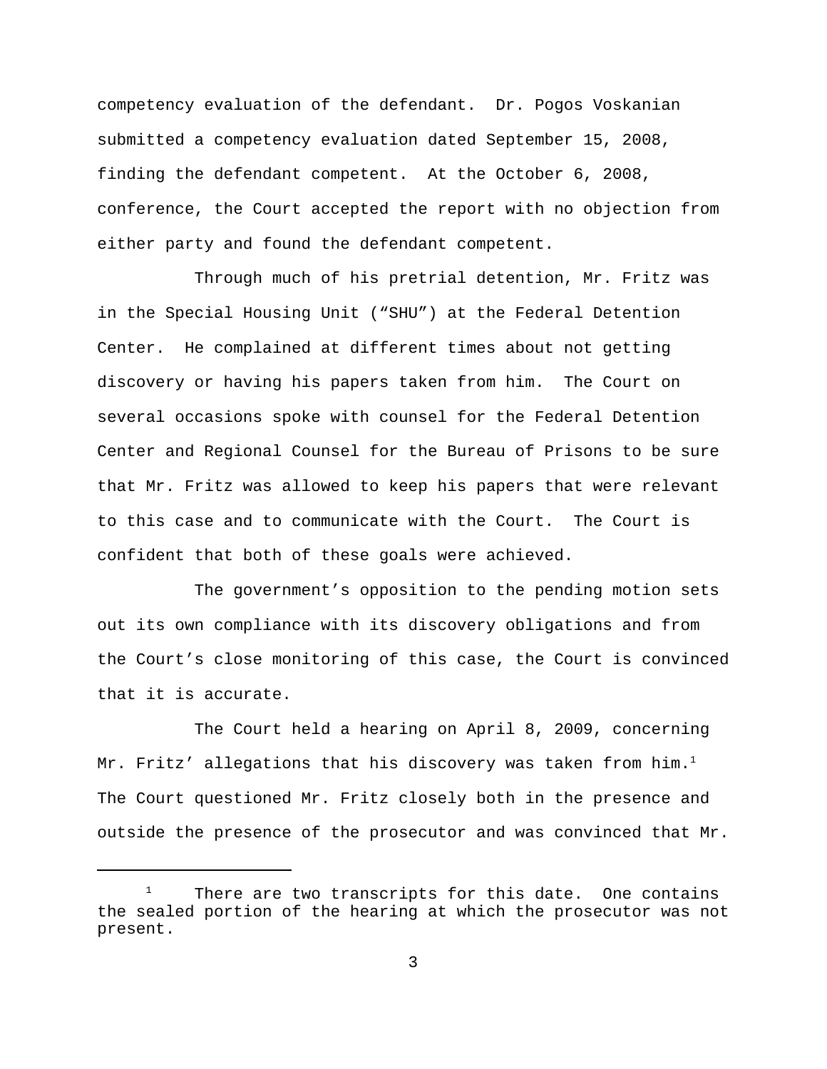competency evaluation of the defendant. Dr. Pogos Voskanian submitted a competency evaluation dated September 15, 2008, finding the defendant competent. At the October 6, 2008, conference, the Court accepted the report with no objection from either party and found the defendant competent.

Through much of his pretrial detention, Mr. Fritz was in the Special Housing Unit ("SHU") at the Federal Detention Center. He complained at different times about not getting discovery or having his papers taken from him. The Court on several occasions spoke with counsel for the Federal Detention Center and Regional Counsel for the Bureau of Prisons to be sure that Mr. Fritz was allowed to keep his papers that were relevant to this case and to communicate with the Court. The Court is confident that both of these goals were achieved.

The government's opposition to the pending motion sets out its own compliance with its discovery obligations and from the Court's close monitoring of this case, the Court is convinced that it is accurate.

The Court held a hearing on April 8, 2009, concerning Mr. Fritz' allegations that his discovery was taken from him.[1] The Court questioned Mr. Fritz closely both in the presence and outside the presence of the prosecutor and was convinced that Mr.

[1] There are two transcripts for this date. One contains the sealed portion of the hearing at which the prosecutor was not present.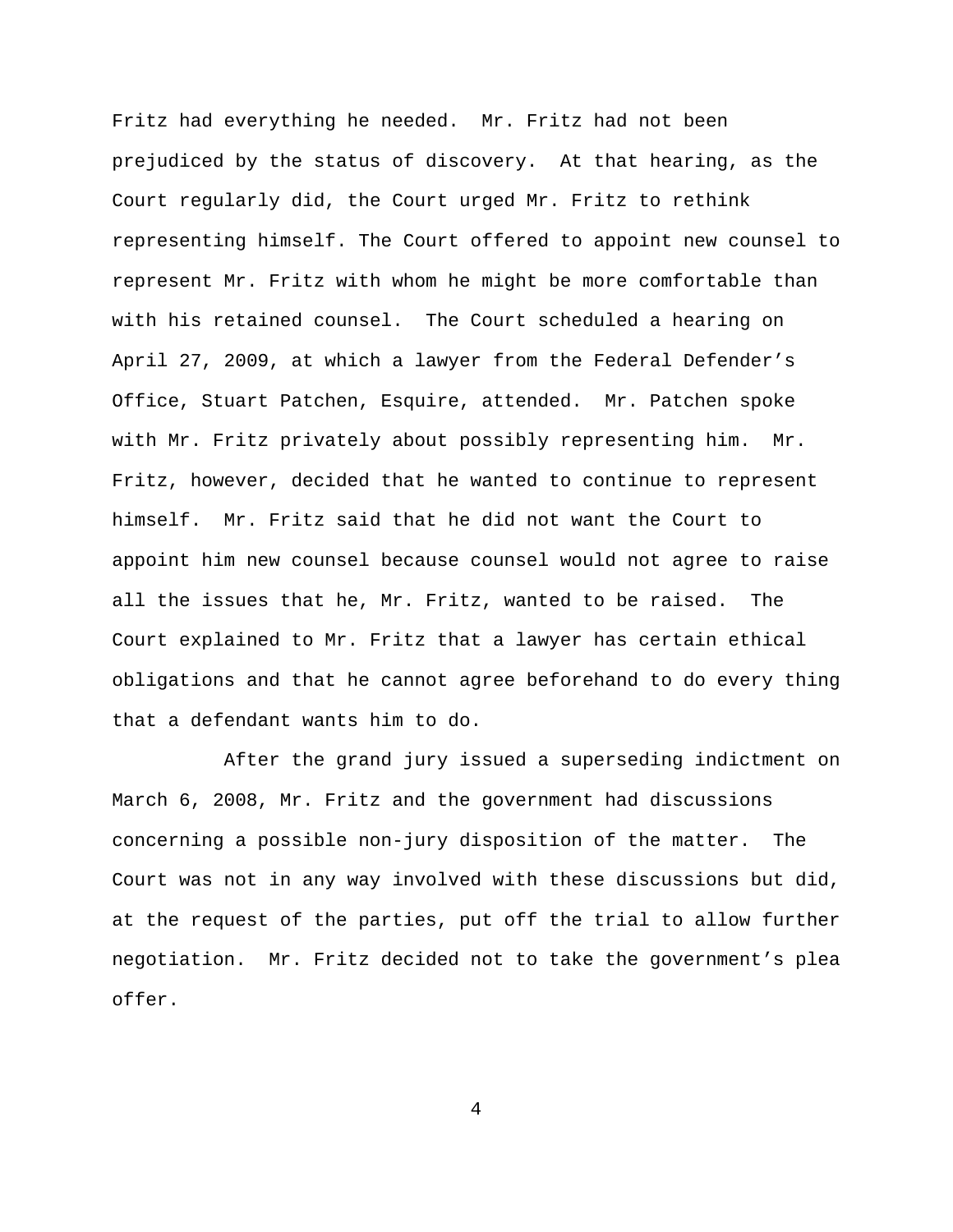Fritz had everything he needed. Mr. Fritz had not been prejudiced by the status of discovery. At that hearing, as the Court regularly did, the Court urged Mr. Fritz to rethink representing himself. The Court offered to appoint new counsel to represent Mr. Fritz with whom he might be more comfortable than with his retained counsel. The Court scheduled a hearing on April 27, 2009, at which a lawyer from the Federal Defender's Office, Stuart Patchen, Esquire, attended. Mr. Patchen spoke with Mr. Fritz privately about possibly representing him. Mr. Fritz, however, decided that he wanted to continue to represent himself. Mr. Fritz said that he did not want the Court to appoint him new counsel because counsel would not agree to raise all the issues that he, Mr. Fritz, wanted to be raised. The Court explained to Mr. Fritz that a lawyer has certain ethical obligations and that he cannot agree beforehand to do every thing that a defendant wants him to do.

After the grand jury issued a superseding indictment on March 6, 2008, Mr. Fritz and the government had discussions concerning a possible non-jury disposition of the matter. The Court was not in any way involved with these discussions but did, at the request of the parties, put off the trial to allow further negotiation. Mr. Fritz decided not to take the government's plea offer.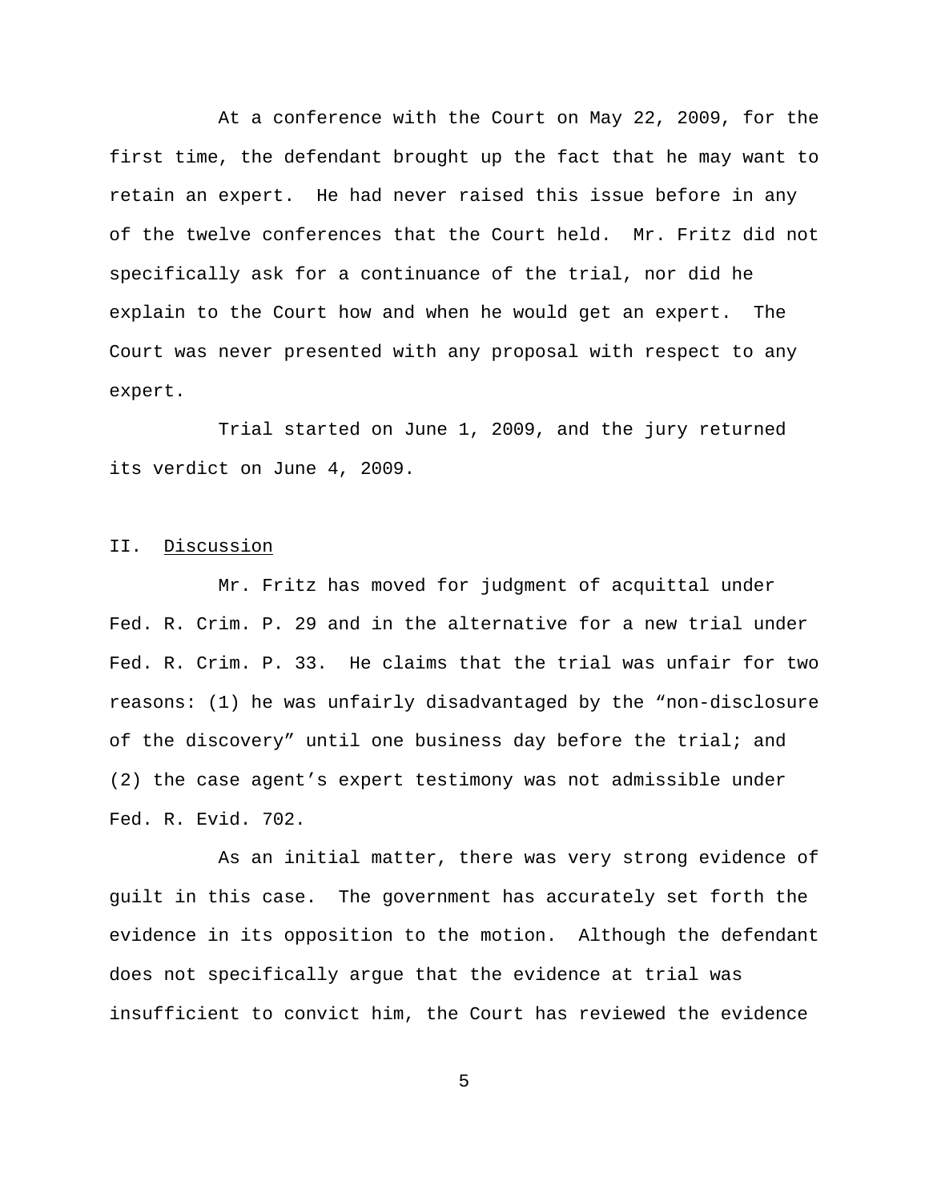At a conference with the Court on May 22, 2009, for the first time, the defendant brought up the fact that he may want to retain an expert. He had never raised this issue before in any of the twelve conferences that the Court held. Mr. Fritz did not specifically ask for a continuance of the trial, nor did he explain to the Court how and when he would get an expert. The Court was never presented with any proposal with respect to any expert.

Trial started on June 1, 2009, and the jury returned its verdict on June 4, 2009.

## II. Discussion

Mr. Fritz has moved for judgment of acquittal under Fed. R. Crim. P. 29 and in the alternative for a new trial under Fed. R. Crim. P. 33. He claims that the trial was unfair for two reasons: (1) he was unfairly disadvantaged by the "non-disclosure of the discovery" until one business day before the trial; and (2) the case agent's expert testimony was not admissible under Fed. R. Evid. 702.

As an initial matter, there was very strong evidence of guilt in this case. The government has accurately set forth the evidence in its opposition to the motion. Although the defendant does not specifically argue that the evidence at trial was insufficient to convict him, the Court has reviewed the evidence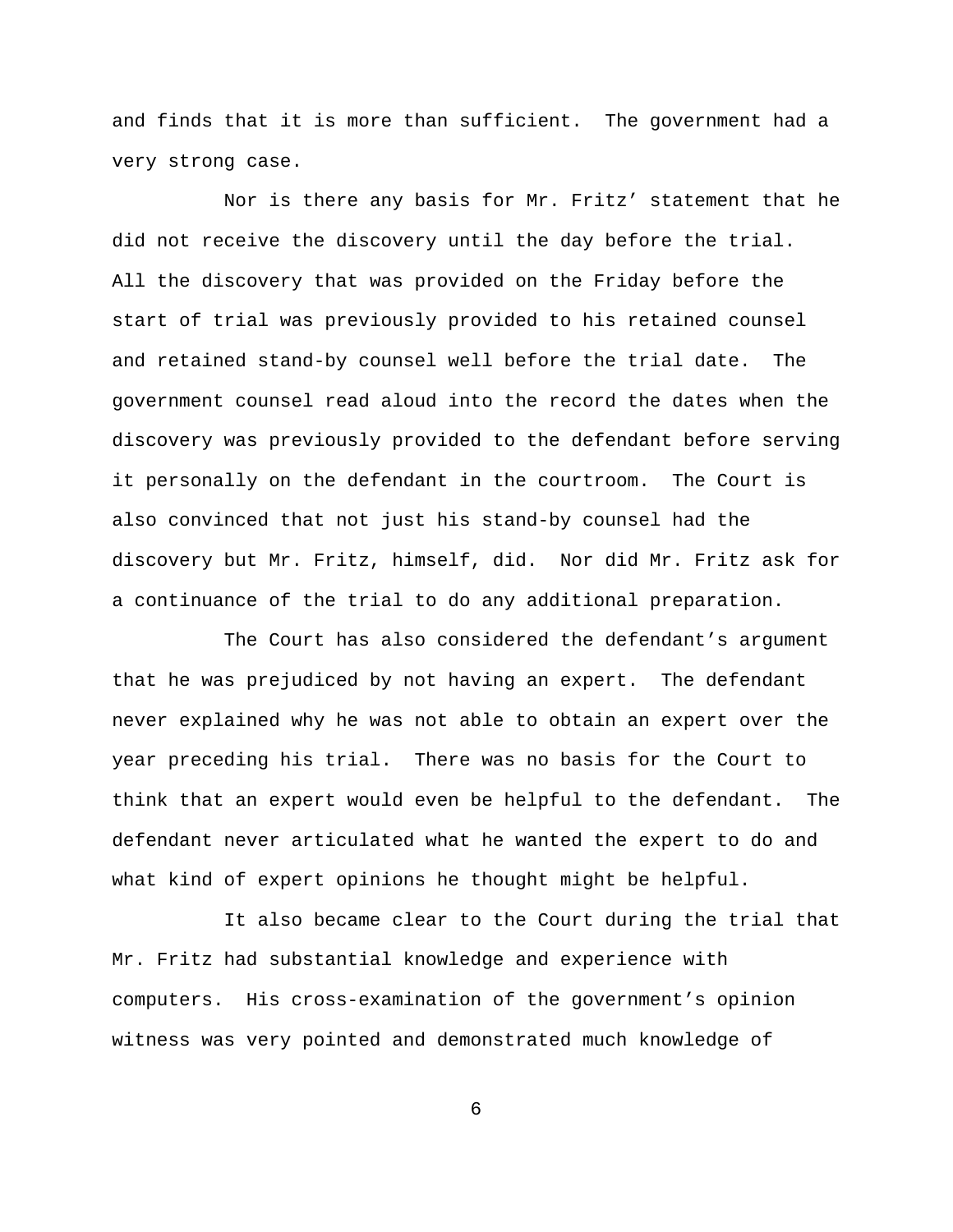and finds that it is more than sufficient. The government had a very strong case.

Nor is there any basis for Mr. Fritz' statement that he did not receive the discovery until the day before the trial. All the discovery that was provided on the Friday before the start of trial was previously provided to his retained counsel and retained stand-by counsel well before the trial date. The government counsel read aloud into the record the dates when the discovery was previously provided to the defendant before serving it personally on the defendant in the courtroom. The Court is also convinced that not just his stand-by counsel had the discovery but Mr. Fritz, himself, did. Nor did Mr. Fritz ask for a continuance of the trial to do any additional preparation.

The Court has also considered the defendant's argument that he was prejudiced by not having an expert. The defendant never explained why he was not able to obtain an expert over the year preceding his trial. There was no basis for the Court to think that an expert would even be helpful to the defendant. The defendant never articulated what he wanted the expert to do and what kind of expert opinions he thought might be helpful.

It also became clear to the Court during the trial that Mr. Fritz had substantial knowledge and experience with computers. His cross-examination of the government's opinion witness was very pointed and demonstrated much knowledge of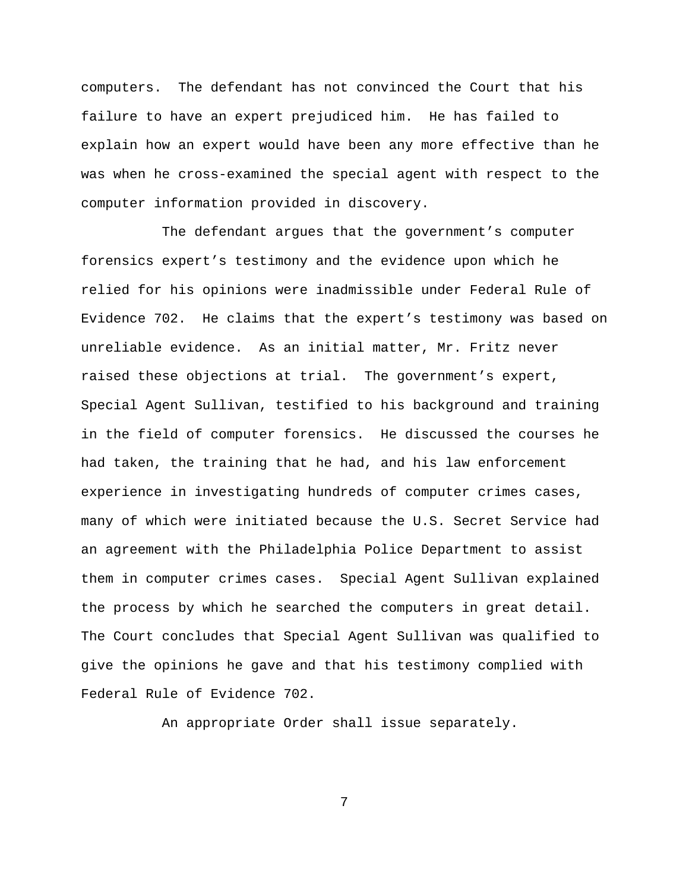computers. The defendant has not convinced the Court that his failure to have an expert prejudiced him. He has failed to explain how an expert would have been any more effective than he was when he cross-examined the special agent with respect to the computer information provided in discovery.

The defendant argues that the government's computer forensics expert's testimony and the evidence upon which he relied for his opinions were inadmissible under Federal Rule of Evidence 702. He claims that the expert's testimony was based on unreliable evidence. As an initial matter, Mr. Fritz never raised these objections at trial. The government's expert, Special Agent Sullivan, testified to his background and training in the field of computer forensics. He discussed the courses he had taken, the training that he had, and his law enforcement experience in investigating hundreds of computer crimes cases, many of which were initiated because the U.S. Secret Service had an agreement with the Philadelphia Police Department to assist them in computer crimes cases. Special Agent Sullivan explained the process by which he searched the computers in great detail. The Court concludes that Special Agent Sullivan was qualified to give the opinions he gave and that his testimony complied with Federal Rule of Evidence 702.

An appropriate Order shall issue separately.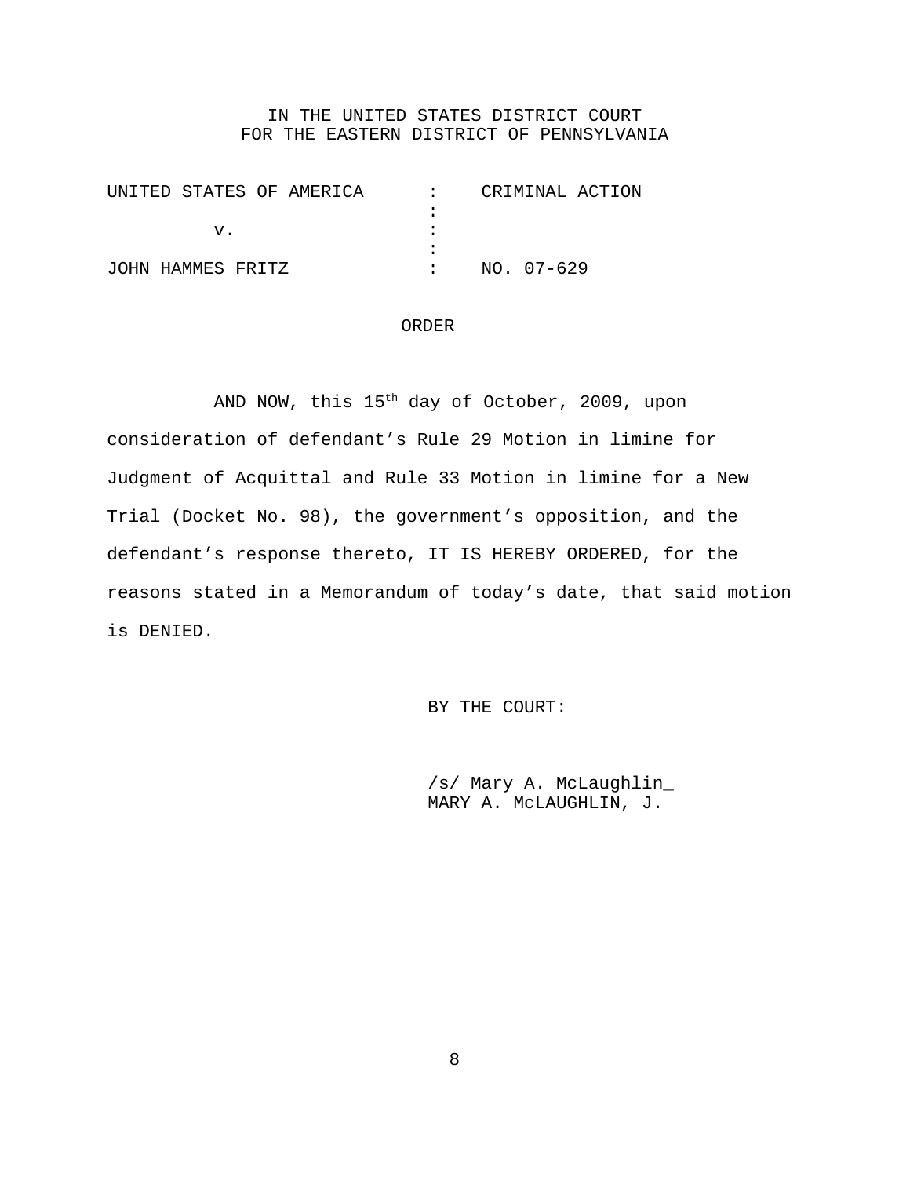IN THE UNITED STATES DISTRICT COURT
FOR THE EASTERN DISTRICT OF PENNSYLVANIA

| | | |
|---|---|---|
| UNITED STATES OF AMERICA | : | CRIMINAL ACTION |
| | : | |
| v. | : | |
| | : | |
| JOHN HAMMES FRITZ | : | NO. 07-629 |

ORDER

AND NOW, this 15th day of October, 2009, upon consideration of defendant's Rule 29 Motion in limine for Judgment of Acquittal and Rule 33 Motion in limine for a New Trial (Docket No. 98), the government's opposition, and the defendant's response thereto, IT IS HEREBY ORDERED, for the reasons stated in a Memorandum of today's date, that said motion is DENIED.

BY THE COURT:

/s/ Mary A. McLaughlin_
MARY A. McLAUGHLIN, J.